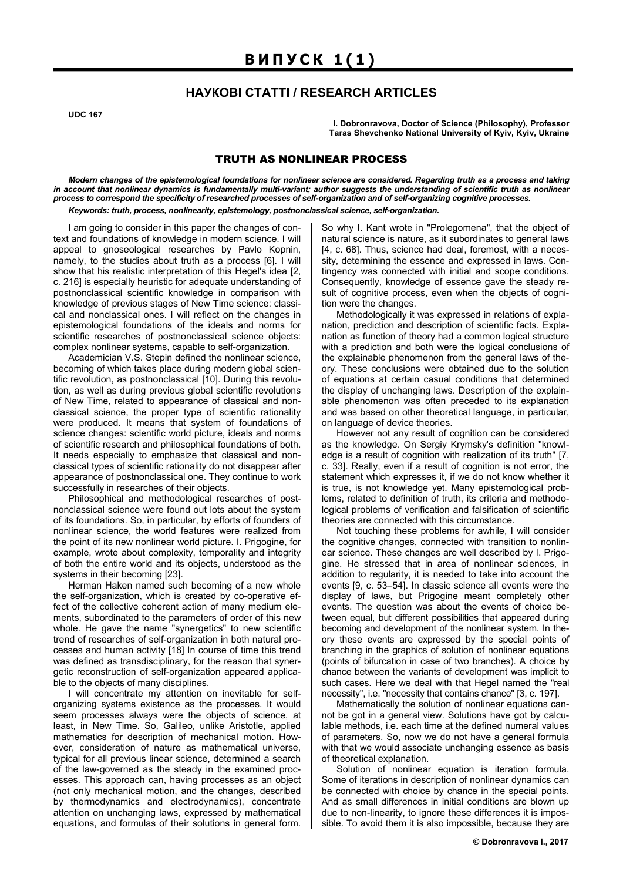# ВИПУСК 1(1)

## НАУКОВІ СТАТТІ / RESEARCH ARTICLES

**UDC 167**

**I. Dobronravova, Doctor of Science (Philosophy), Professor**
**Taras Shevchenko National University of Kyiv, Kyiv, Ukraine**

## TRUTH AS NONLINEAR PROCESS

***Modern changes of the epistemological foundations for nonlinear science are considered. Regarding truth as a process and taking in account that nonlinear dynamics is fundamentally multi-variant; author suggests the understanding of scientific truth as nonlinear process to correspond the specificity of researched processes of self-organization and of self-organizing cognitive processes.***

***Keywords: truth, process, nonlinearity, epistemology, postnonclassical science, self-organization.***

I am going to consider in this paper the changes of context and foundations of knowledge in modern science. I will appeal to gnoseological researches by Pavlo Kopnin, namely, to the studies about truth as a process [6]. I will show that his realistic interpretation of this Hegel's idea [2, c. 216] is especially heuristic for adequate understanding of postnonclassical scientific knowledge in comparison with knowledge of previous stages of New Time science: classical and nonclassical ones. I will reflect on the changes in epistemological foundations of the ideals and norms for scientific researches of postnonclassical science objects: complex nonlinear systems, capable to self-organization.

Academician V.S. Stepin defined the nonlinear science, becoming of which takes place during modern global scientific revolution, as postnonclassical [10]. During this revolution, as well as during previous global scientific revolutions of New Time, related to appearance of classical and nonclassical science, the proper type of scientific rationality were produced. It means that system of foundations of science changes: scientific world picture, ideals and norms of scientific research and philosophical foundations of both. It needs especially to emphasize that classical and nonclassical types of scientific rationality do not disappear after appearance of postnonclassical one. They continue to work successfully in researches of their objects.

Philosophical and methodological researches of postnonclassical science were found out lots about the system of its foundations. So, in particular, by efforts of founders of nonlinear science, the world features were realized from the point of its new nonlinear world picture. I. Prigogine, for example, wrote about complexity, temporality and integrity of both the entire world and its objects, understood as the systems in their becoming [23].

Herman Haken named such becoming of a new whole the self-organization, which is created by co-operative effect of the collective coherent action of many medium elements, subordinated to the parameters of order of this new whole. He gave the name "synergetics" to new scientific trend of researches of self-organization in both natural processes and human activity [18] In course of time this trend was defined as transdisciplinary, for the reason that synergetic reconstruction of self-organization appeared applicable to the objects of many disciplines.

I will concentrate my attention on inevitable for self-organizing systems existence as the processes. It would seem processes always were the objects of science, at least, in New Time. So, Galileo, unlike Aristotle, applied mathematics for description of mechanical motion. However, consideration of nature as mathematical universe, typical for all previous linear science, determined a search of the law-governed as the steady in the examined processes. This approach can, having processes as an object (not only mechanical motion, and the changes, described by thermodynamics and electrodynamics), concentrate attention on unchanging laws, expressed by mathematical equations, and formulas of their solutions in general form. So why I. Kant wrote in "Prolegomena", that the object of natural science is nature, as it subordinates to general laws [4, c. 68]. Thus, science had deal, foremost, with a necessity, determining the essence and expressed in laws. Contingency was connected with initial and scope conditions. Consequently, knowledge of essence gave the steady result of cognitive process, even when the objects of cognition were the changes.

Methodologically it was expressed in relations of explanation, prediction and description of scientific facts. Explanation as function of theory had a common logical structure with a prediction and both were the logical conclusions of the explainable phenomenon from the general laws of theory. These conclusions were obtained due to the solution of equations at certain casual conditions that determined the display of unchanging laws. Description of the explainable phenomenon was often preceded to its explanation and was based on other theoretical language, in particular, on language of device theories.

However not any result of cognition can be considered as the knowledge. On Sergiy Krymsky's definition "knowledge is a result of cognition with realization of its truth" [7, c. 33]. Really, even if a result of cognition is not error, the statement which expresses it, if we do not know whether it is true, is not knowledge yet. Many epistemological problems, related to definition of truth, its criteria and methodological problems of verification and falsification of scientific theories are connected with this circumstance.

Not touching these problems for awhile, I will consider the cognitive changes, connected with transition to nonlinear science. These changes are well described by I. Prigogine. He stressed that in area of nonlinear sciences, in addition to regularity, it is needed to take into account the events [9, c. 53–54]. In classic science all events were the display of laws, but Prigogine meant completely other events. The question was about the events of choice between equal, but different possibilities that appeared during becoming and development of the nonlinear system. In theory these events are expressed by the special points of branching in the graphics of solution of nonlinear equations (points of bifurcation in case of two branches). A choice by chance between the variants of development was implicit to such cases. Here we deal with that Hegel named the "real necessity", i.e. "necessity that contains chance" [3, c. 197].

Mathematically the solution of nonlinear equations cannot be got in a general view. Solutions have got by calculable methods, i.e. each time at the defined numeral values of parameters. So, now we do not have a general formula with that we would associate unchanging essence as basis of theoretical explanation.

Solution of nonlinear equation is iteration formula. Some of iterations in description of nonlinear dynamics can be connected with choice by chance in the special points. And as small differences in initial conditions are blown up due to non-linearity, to ignore these differences it is impossible. To avoid them it is also impossible, because they are

© Dobronravova I., 2017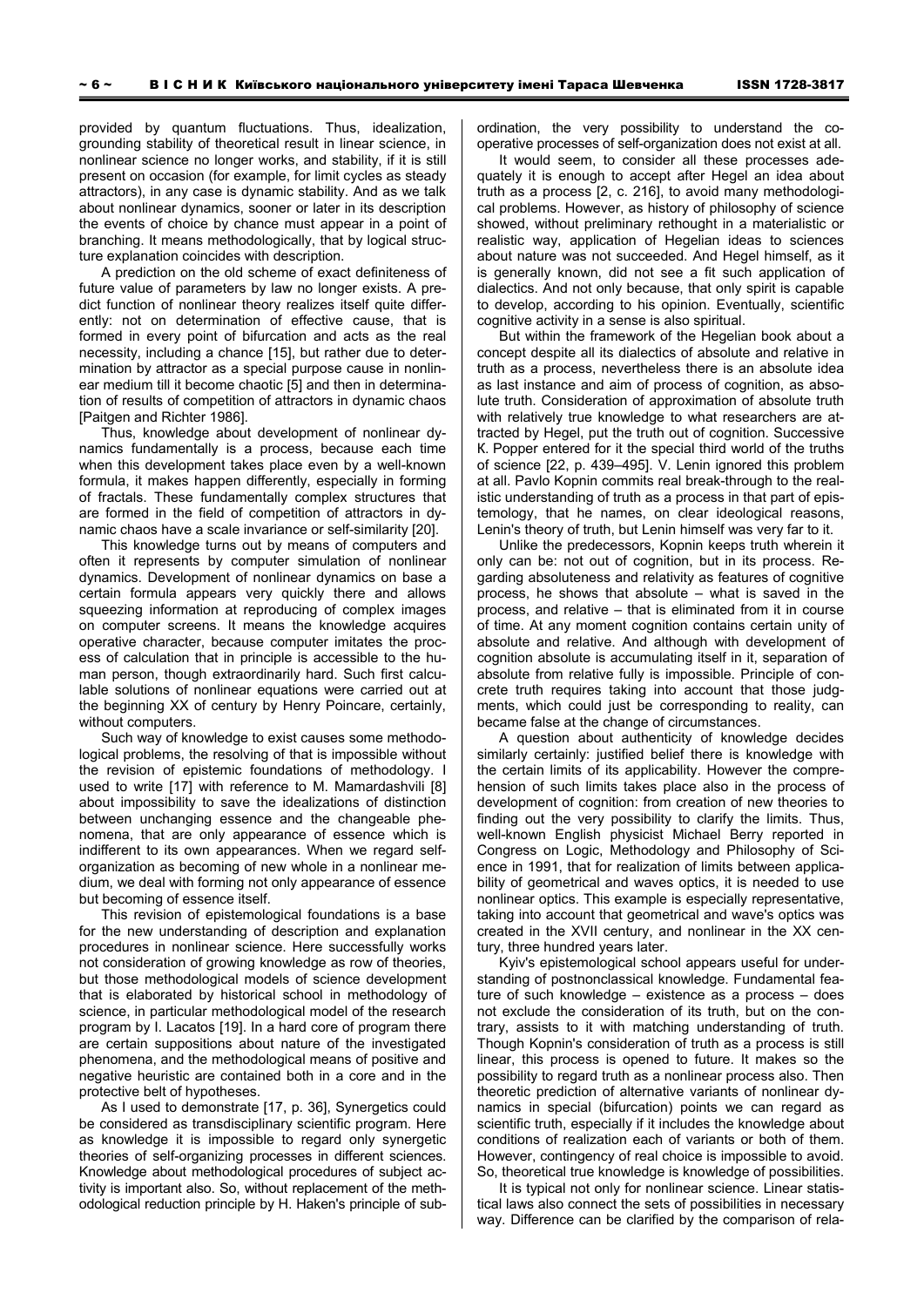provided by quantum fluctuations. Thus, idealization, grounding stability of theoretical result in linear science, in nonlinear science no longer works, and stability, if it is still present on occasion (for example, for limit cycles as steady attractors), in any case is dynamic stability. And as we talk about nonlinear dynamics, sooner or later in its description the events of choice by chance must appear in a point of branching. It means methodologically, that by logical structure explanation coincides with description.

A prediction on the old scheme of exact definiteness of future value of parameters by law no longer exists. A predict function of nonlinear theory realizes itself quite differently: not on determination of effective cause, that is formed in every point of bifurcation and acts as the real necessity, including a chance [15], but rather due to determination by attractor as a special purpose cause in nonlinear medium till it become chaotic [5] and then in determination of results of competition of attractors in dynamic chaos [Paitgen and Richter 1986].

Thus, knowledge about development of nonlinear dynamics fundamentally is a process, because each time when this development takes place even by a well-known formula, it makes happen differently, especially in forming of fractals. These fundamentally complex structures that are formed in the field of competition of attractors in dynamic chaos have a scale invariance or self-similarity [20].

This knowledge turns out by means of computers and often it represents by computer simulation of nonlinear dynamics. Development of nonlinear dynamics on base a certain formula appears very quickly there and allows squeezing information at reproducing of complex images on computer screens. It means the knowledge acquires operative character, because computer imitates the process of calculation that in principle is accessible to the human person, though extraordinarily hard. Such first calculable solutions of nonlinear equations were carried out at the beginning XX of century by Henry Poincare, certainly, without computers.

Such way of knowledge to exist causes some methodological problems, the resolving of that is impossible without the revision of epistemic foundations of methodology. I used to write [17] with reference to M. Mamardashvili [8] about impossibility to save the idealizations of distinction between unchanging essence and the changeable phenomena, that are only appearance of essence which is indifferent to its own appearances. When we regard self-organization as becoming of new whole in a nonlinear medium, we deal with forming not only appearance of essence but becoming of essence itself.

This revision of epistemological foundations is a base for the new understanding of description and explanation procedures in nonlinear science. Here successfully works not consideration of growing knowledge as row of theories, but those methodological models of science development that is elaborated by historical school in methodology of science, in particular methodological model of the research program by I. Lacatos [19]. In a hard core of program there are certain suppositions about nature of the investigated phenomena, and the methodological means of positive and negative heuristic are contained both in a core and in the protective belt of hypotheses.

As I used to demonstrate [17, p. 36], Synergetics could be considered as transdisciplinary scientific program. Here as knowledge it is impossible to regard only synergetic theories of self-organizing processes in different sciences. Knowledge about methodological procedures of subject activity is important also. So, without replacement of the methodological reduction principle by H. Haken's principle of subordination, the very possibility to understand the cooperative processes of self-organization does not exist at all.

It would seem, to consider all these processes adequately it is enough to accept after Hegel an idea about truth as a process [2, c. 216], to avoid many methodological problems. However, as history of philosophy of science showed, without preliminary rethought in a materialistic or realistic way, application of Hegelian ideas to sciences about nature was not succeeded. And Hegel himself, as it is generally known, did not see a fit such application of dialectics. And not only because, that only spirit is capable to develop, according to his opinion. Eventually, scientific cognitive activity in a sense is also spiritual.

But within the framework of the Hegelian book about a concept despite all its dialectics of absolute and relative in truth as a process, nevertheless there is an absolute idea as last instance and aim of process of cognition, as absolute truth. Consideration of approximation of absolute truth with relatively true knowledge to what researchers are attracted by Hegel, put the truth out of cognition. Successive K. Popper entered for it the special third world of the truths of science [22, p. 439–495]. V. Lenin ignored this problem at all. Pavlo Kopnin commits real break-through to the realistic understanding of truth as a process in that part of epistemology, that he names, on clear ideological reasons, Lenin's theory of truth, but Lenin himself was very far to it.

Unlike the predecessors, Kopnin keeps truth wherein it only can be: not out of cognition, but in its process. Regarding absoluteness and relativity as features of cognitive process, he shows that absolute – what is saved in the process, and relative – that is eliminated from it in course of time. At any moment cognition contains certain unity of absolute and relative. And although with development of cognition absolute is accumulating itself in it, separation of absolute from relative fully is impossible. Principle of concrete truth requires taking into account that those judgments, which could just be corresponding to reality, can became false at the change of circumstances.

A question about authenticity of knowledge decides similarly certainly: justified belief there is knowledge with the certain limits of its applicability. However the comprehension of such limits takes place also in the process of development of cognition: from creation of new theories to finding out the very possibility to clarify the limits. Thus, well-known English physicist Michael Berry reported in Congress on Logic, Methodology and Philosophy of Science in 1991, that for realization of limits between applicability of geometrical and waves optics, it is needed to use nonlinear optics. This example is especially representative, taking into account that geometrical and wave's optics was created in the XVII century, and nonlinear in the XX century, three hundred years later.

Kyiv's epistemological school appears useful for understanding of postnonclassical knowledge. Fundamental feature of such knowledge – existence as a process – does not exclude the consideration of its truth, but on the contrary, assists to it with matching understanding of truth. Though Kopnin's consideration of truth as a process is still linear, this process is opened to future. It makes so the possibility to regard truth as a nonlinear process also. Then theoretic prediction of alternative variants of nonlinear dynamics in special (bifurcation) points we can regard as scientific truth, especially if it includes the knowledge about conditions of realization each of variants or both of them. However, contingency of real choice is impossible to avoid. So, theoretical true knowledge is knowledge of possibilities.

It is typical not only for nonlinear science. Linear statistical laws also connect the sets of possibilities in necessary way. Difference can be clarified by the comparison of rela-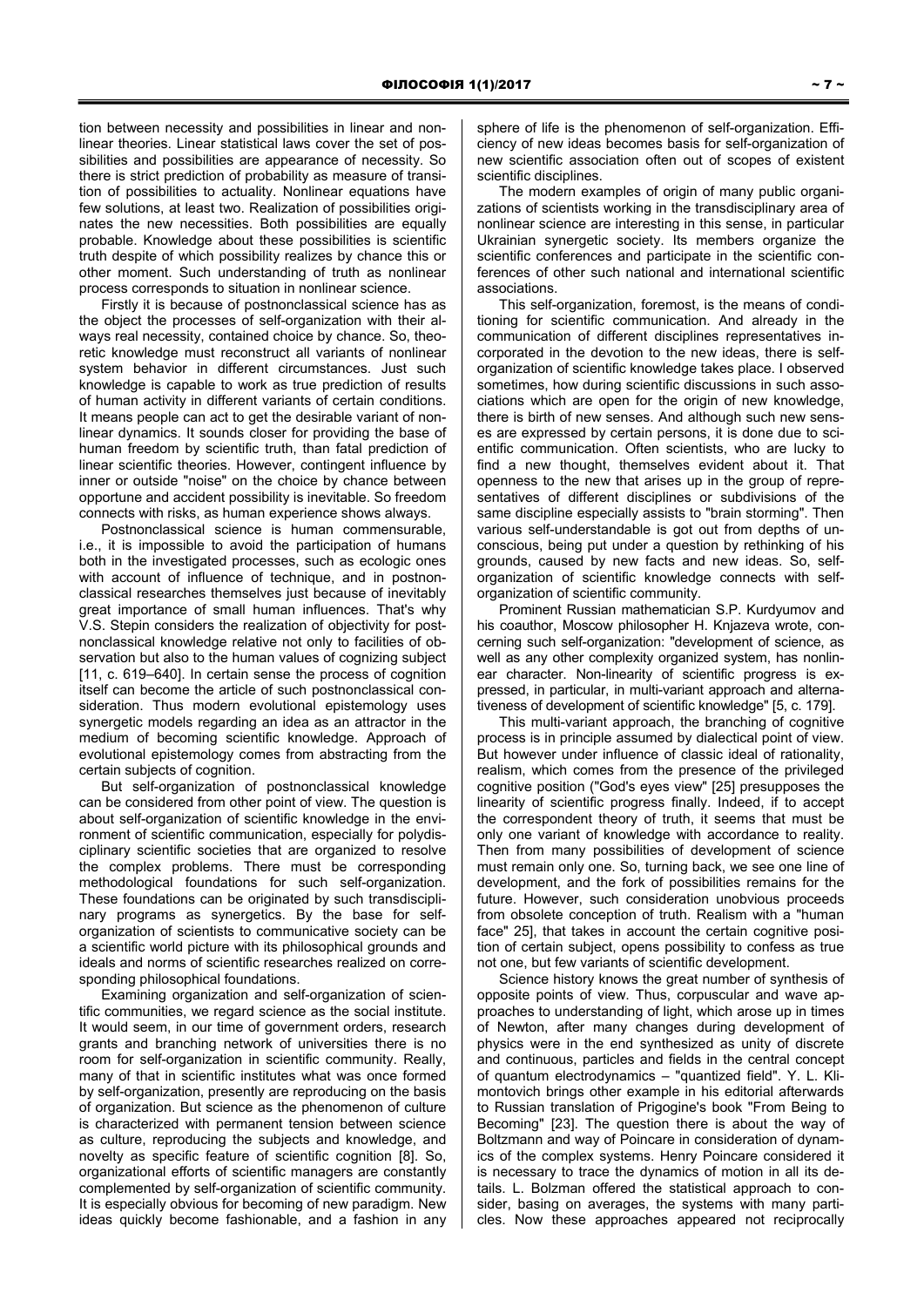tion between necessity and possibilities in linear and nonlinear theories. Linear statistical laws cover the set of possibilities and possibilities are appearance of necessity. So there is strict prediction of probability as measure of transition of possibilities to actuality. Nonlinear equations have few solutions, at least two. Realization of possibilities originates the new necessities. Both possibilities are equally probable. Knowledge about these possibilities is scientific truth despite of which possibility realizes by chance this or other moment. Such understanding of truth as nonlinear process corresponds to situation in nonlinear science.

Firstly it is because of postnonclassical science has as the object the processes of self-organization with their always real necessity, contained choice by chance. So, theoretic knowledge must reconstruct all variants of nonlinear system behavior in different circumstances. Just such knowledge is capable to work as true prediction of results of human activity in different variants of certain conditions. It means people can act to get the desirable variant of nonlinear dynamics. It sounds closer for providing the base of human freedom by scientific truth, than fatal prediction of linear scientific theories. However, contingent influence by inner or outside "noise" on the choice by chance between opportune and accident possibility is inevitable. So freedom connects with risks, as human experience shows always.

Postnonclassical science is human commensurable, i.e., it is impossible to avoid the participation of humans both in the investigated processes, such as ecologic ones with account of influence of technique, and in postnonclassical researches themselves just because of inevitably great importance of small human influences. That's why V.S. Stepin considers the realization of objectivity for postnonclassical knowledge relative not only to facilities of observation but also to the human values of cognizing subject [11, c. 619–640]. In certain sense the process of cognition itself can become the article of such postnonclassical consideration. Thus modern evolutional epistemology uses synergetic models regarding an idea as an attractor in the medium of becoming scientific knowledge. Approach of evolutional epistemology comes from abstracting from the certain subjects of cognition.

But self-organization of postnonclassical knowledge can be considered from other point of view. The question is about self-organization of scientific knowledge in the environment of scientific communication, especially for polydisciplinary scientific societies that are organized to resolve the complex problems. There must be corresponding methodological foundations for such self-organization. These foundations can be originated by such transdisciplinary programs as synergetics. By the base for self-organization of scientists to communicative society can be a scientific world picture with its philosophical grounds and ideals and norms of scientific researches realized on corresponding philosophical foundations.

Examining organization and self-organization of scientific communities, we regard science as the social institute. It would seem, in our time of government orders, research grants and branching network of universities there is no room for self-organization in scientific community. Really, many of that in scientific institutes what was once formed by self-organization, presently are reproducing on the basis of organization. But science as the phenomenon of culture is characterized with permanent tension between science as culture, reproducing the subjects and knowledge, and novelty as specific feature of scientific cognition [8]. So, organizational efforts of scientific managers are constantly complemented by self-organization of scientific community. It is especially obvious for becoming of new paradigm. New ideas quickly become fashionable, and a fashion in any sphere of life is the phenomenon of self-organization. Efficiency of new ideas becomes basis for self-organization of new scientific association often out of scopes of existent scientific disciplines.

The modern examples of origin of many public organizations of scientists working in the transdisciplinary area of nonlinear science are interesting in this sense, in particular Ukrainian synergetic society. Its members organize the scientific conferences and participate in the scientific conferences of other such national and international scientific associations.

This self-organization, foremost, is the means of conditioning for scientific communication. And already in the communication of different disciplines representatives incorporated in the devotion to the new ideas, there is self-organization of scientific knowledge takes place. I observed sometimes, how during scientific discussions in such associations which are open for the origin of new knowledge, there is birth of new senses. And although such new senses are expressed by certain persons, it is done due to scientific communication. Often scientists, who are lucky to find a new thought, themselves evident about it. That openness to the new that arises up in the group of representatives of different disciplines or subdivisions of the same discipline especially assists to "brain storming". Then various self-understandable is got out from depths of unconscious, being put under a question by rethinking of his grounds, caused by new facts and new ideas. So, self-organization of scientific knowledge connects with self-organization of scientific community.

Prominent Russian mathematician S.P. Kurdyumov and his coauthor, Moscow philosopher H. Knjazeva wrote, concerning such self-organization: "development of science, as well as any other complexity organized system, has nonlinear character. Non-linearity of scientific progress is expressed, in particular, in multi-variant approach and alternativeness of development of scientific knowledge" [5, c. 179].

This multi-variant approach, the branching of cognitive process is in principle assumed by dialectical point of view. But however under influence of classic ideal of rationality, realism, which comes from the presence of the privileged cognitive position ("God's eyes view" [25] presupposes the linearity of scientific progress finally. Indeed, if to accept the correspondent theory of truth, it seems that must be only one variant of knowledge with accordance to reality. Then from many possibilities of development of science must remain only one. So, turning back, we see one line of development, and the fork of possibilities remains for the future. However, such consideration unobvious proceeds from obsolete conception of truth. Realism with a "human face" 25], that takes in account the certain cognitive position of certain subject, opens possibility to confess as true not one, but few variants of scientific development.

Science history knows the great number of synthesis of opposite points of view. Thus, corpuscular and wave approaches to understanding of light, which arose up in times of Newton, after many changes during development of physics were in the end synthesized as unity of discrete and continuous, particles and fields in the central concept of quantum electrodynamics – "quantized field". Y. L. Klimontovich brings other example in his editorial afterwards to Russian translation of Prigogine's book "From Being to Becoming" [23]. The question there is about the way of Boltzmann and way of Poincare in consideration of dynamics of the complex systems. Henry Poincare considered it is necessary to trace the dynamics of motion in all its details. L. Bolzman offered the statistical approach to consider, basing on averages, the systems with many particles. Now these approaches appeared not reciprocally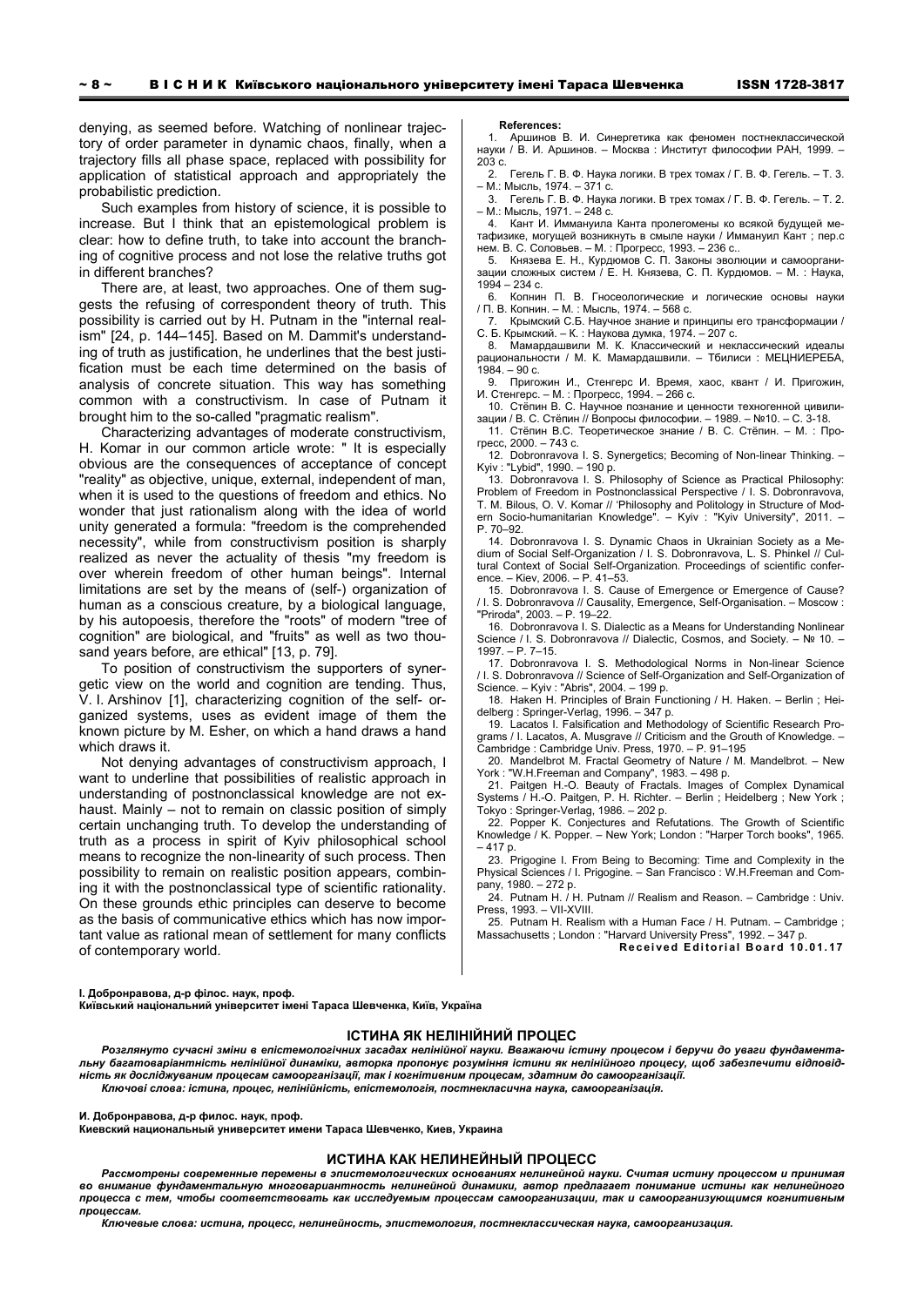denying, as seemed before. Watching of nonlinear trajectory of order parameter in dynamic chaos, finally, when a trajectory fills all phase space, replaced with possibility for application of statistical approach and appropriately the probabilistic prediction.

Such examples from history of science, it is possible to increase. But I think that an epistemological problem is clear: how to define truth, to take into account the branching of cognitive process and not lose the relative truths got in different branches?

There are, at least, two approaches. One of them suggests the refusing of correspondent theory of truth. This possibility is carried out by H. Putnam in the "internal realism" [24, p. 144–145]. Based on M. Dammit's understanding of truth as justification, he underlines that the best justification must be each time determined on the basis of analysis of concrete situation. This way has something common with a constructivism. In case of Putnam it brought him to the so-called "pragmatic realism".

Characterizing advantages of moderate constructivism, H. Komar in our common article wrote: " It is especially obvious are the consequences of acceptance of concept "reality" as objective, unique, external, independent of man, when it is used to the questions of freedom and ethics. No wonder that just rationalism along with the idea of world unity generated a formula: "freedom is the comprehended necessity", while from constructivism position is sharply realized as never the actuality of thesis "my freedom is over wherein freedom of other human beings". Internal limitations are set by the means of (self-) organization of human as a conscious creature, by a biological language, by his autopoesis, therefore the "roots" of modern "tree of cognition" are biological, and "fruits" as well as two thousand years before, are ethical" [13, p. 79].

To position of constructivism the supporters of synergetic view on the world and cognition are tending. Thus, V. I. Arshinov [1], characterizing cognition of the self- organized systems, uses as evident image of them the known picture by M. Esher, on which a hand draws a hand which draws it.

Not denying advantages of constructivism approach, I want to underline that possibilities of realistic approach in understanding of postnonclassical knowledge are not exhaust. Mainly – not to remain on classic position of simply certain unchanging truth. To develop the understanding of truth as a process in spirit of Kyiv philosophical school means to recognize the non-linearity of such process. Then possibility to remain on realistic position appears, combining it with the postnonclassical type of scientific rationality. On these grounds ethic principles can deserve to become as the basis of communicative ethics which has now important value as rational mean of settlement for many conflicts of contemporary world.

**References:**

1. Аршинов В. И. Синергетика как феномен постнеклассической науки / В. И. Аршинов. – Москва : Институт философии РАН, 1999. – 203 с.
2. Гегель Г. В. Ф. Наука логики. В трех томах / Г. В. Ф. Гегель. – Т. 3. – М.: Мысль, 1974. – 371 с.
3. Гегель Г. В. Ф. Наука логики. В трех томах / Г. В. Ф. Гегель. – Т. 2. – М.: Мысль, 1971. – 248 с.
4. Кант И. Иммануила Канта пролегомены ко всякой будущей метафизике, могущей возникнуть в смыле науки / Иммануил Кант ; пер.с нем. В. С. Соловьев. – М. : Прогресс, 1993. – 236 с..
5. Князева Е. Н., Курдюмов С. П. Законы эволюции и самоорганизации сложных систем / Е. Н. Князева, С. П. Курдюмов. – М. : Наука, 1994 – 234 с.
6. Копнин П. В. Гносеологические и логические основы науки / П. В. Копнин. – М. : Мысль, 1974. – 568 с.
7. Крымский С.Б. Научное знание и принципы его трансформации / С. Б. Крымский. – К. : Наукова думка, 1974. – 207 с.
8. Мамардашвили М. К. Классический и неклассический идеалы рациональности / М. К. Мамардашвили. – Тбилиси : МЕЦНИЕРЕБА, 1984. – 90 с.
9. Пригожин И., Стенгерс И. Время, хаос, квант / И. Пригожин, И. Стенгерс. – М. : Прогресс, 1994. – 266 с.
10. Стёпин В. С. Научное познание и ценности техногенной цивилизации / В. С. Стёпин // Вопросы философии. – 1989. – №10. – С. 3-18.
11. Стёпин В.С. Теоретическое знание / В. С. Стёпин. – М. : Прогресс, 2000. – 743 с.
12. Dobronravova I. S. Synergetics; Becoming of Non-linear Thinking. – Kyiv : "Lybid", 1990. – 190 p.
13. Dobronravova I. S. Philosophy of Science as Practical Philosophy: Problem of Freedom in Postnonclassical Perspective / I. S. Dobronravova, T. M. Bilous, O. V. Komar // 'Philosophy and Politology in Structure of Modern Socio-humanitarian Knowledge". – Kyiv : "Kyiv University", 2011. – P. 70–92.
14. Dobronravova I. S. Dynamic Chaos in Ukrainian Society as a Medium of Social Self-Organization / I. S. Dobronravova, L. S. Phinkel // Cultural Context of Social Self-Organization. Proceedings of scientific conference. – Kiev, 2006. – P. 41–53.
15. Dobronravova I. S. Cause of Emergence or Emergence of Cause? / I. S. Dobronravova // Causality, Emergence, Self-Organisation. – Moscow : "Priroda", 2003. – P. 19–22.
16. Dobronravova I. S. Dialectic as a Means for Understanding Nonlinear Science / I. S. Dobronravova // Dialectic, Cosmos, and Society. – № 10. – 1997. – P. 7–15.
17. Dobronravova I. S. Methodological Norms in Non-linear Science / I. S. Dobronravova // Science of Self-Organization and Self-Organization of Science. – Kyiv : "Abris", 2004. – 199 p.
18. Haken H. Principles of Brain Functioning / H. Haken. – Berlin ; Heidelberg : Springer-Verlag, 1996. – 347 p.
19. Lacatos I. Falsification and Methodology of Scientific Research Programs / I. Lacatos, A. Musgrave // Criticism and the Grouth of Knowledge. – Cambridge : Cambridge Univ. Press, 1970. – P. 91–195
20. Mandelbrot M. Fractal Geometry of Nature / M. Mandelbrot. – New York : "W.H.Freeman and Company", 1983. – 498 p.
21. Paitgen H.-O. Beauty of Fractals. Images of Complex Dynamical Systems / H.-O. Paitgen, P. H. Richter. – Berlin ; Heidelberg ; New York ; Tokyo : Springer-Verlag, 1986. – 202 p.
22. Popper K. Conjectures and Refutations. The Growth of Scientific Knowledge / K. Popper. – New York; London : "Harper Torch books", 1965. – 417 p.
23. Prigogine I. From Being to Becoming: Time and Complexity in the Physical Sciences / I. Prigogine. – San Francisco : W.H.Freeman and Company, 1980. – 272 p.
24. Putnam H. / H. Putnam // Realism and Reason. – Cambridge : Univ. Press, 1993. – VII-XVIII.
25. Putnam H. Realism with a Human Face / H. Putnam. – Cambridge ; Massachusetts ; London : "Harvard University Press", 1992. – 347 p.

**Received Editorial Board 10.01.17**

**І. Добронравова, д-р філос. наук, проф.**
**Київський національний університет імені Тараса Шевченка, Київ, Україна**

## ІСТИНА ЯК НЕЛІНІЙНИЙ ПРОЦЕС

***Розглянуто сучасні зміни в епістемологічних засадах нелінійної науки. Вважаючи істину процесом і беручи до уваги фундаментальну багатоваріантність нелінійної динаміки, авторка пропонує розуміння істини як нелінійного процесу, щоб забезпечити відповідність як досліджуваним процесам самоорганізації, так і когнітивним процесам, здатним до самоорганізації.***

***Ключові слова: істина, процес, нелінійність, епістемологія, постнекласична наука, самоорганізація.***

**И. Добронравова, д-р филос. наук, проф.**
**Киевский национальный университет имени Тараса Шевченко, Киев, Украина**

## ИСТИНА КАК НЕЛИНЕЙНЫЙ ПРОЦЕСС

***Рассмотрены современные перемены в эпистемологических основаниях нелинейной науки. Считая истину процессом и принимая во внимание фундаментальную многовариантность нелинейной динамики, автор предлагает понимание истины как нелинейного процесса с тем, чтобы соответствовать как исследуемым процессам самоорганизации, так и самоорганизующимся когнитивным процессам.***

***Ключевые слова: истина, процесс, нелинейность, эпистемология, постнеклассическая наука, самоорганизация.***